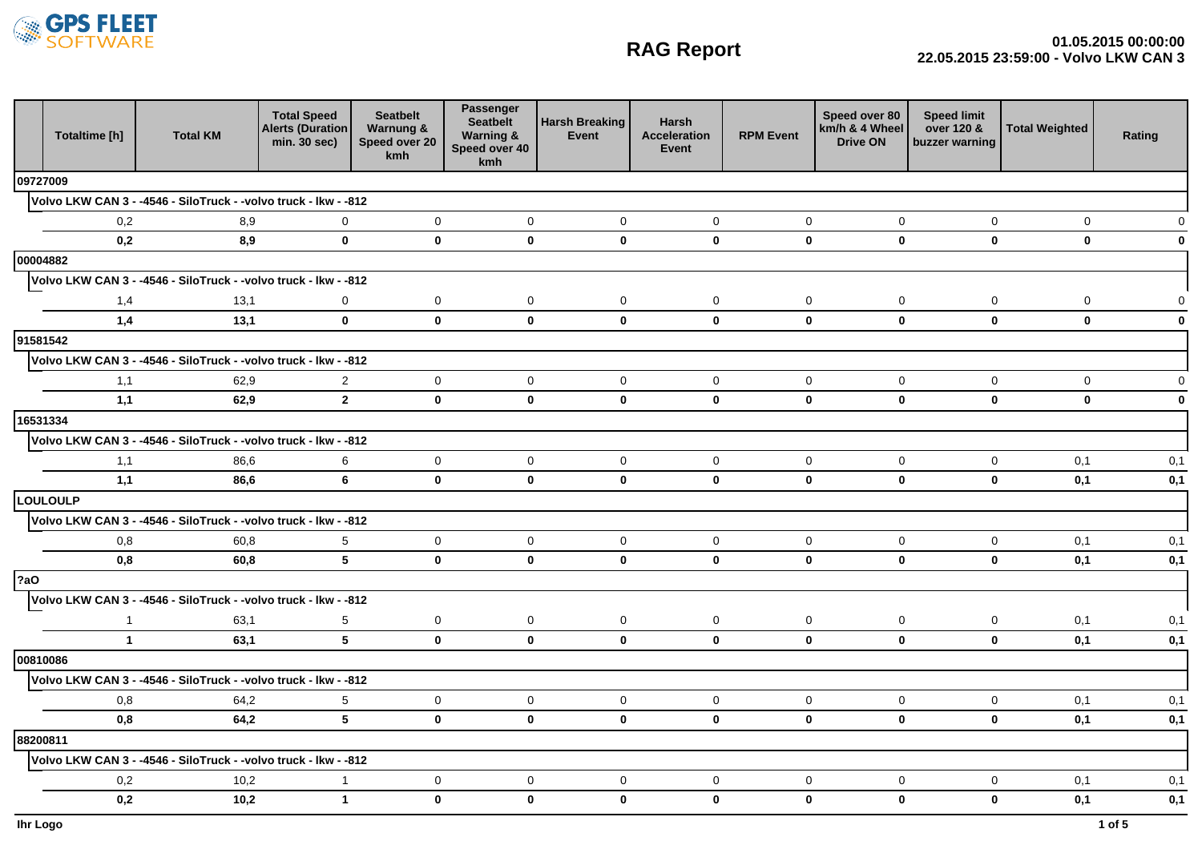GPS FLEET SOFTWARE

# RAG Report

**01.05.2015 00:00:00**
**22.05.2015 23:59:00 - Volvo LKW CAN 3**

| | Totaltime [h] | Total KM | Total Speed Alerts (Duration min. 30 sec) | Seatbelt Warnung & Speed over 20 kmh | Passenger Seatbelt Warning & Speed over 40 kmh | Harsh Breaking Event | Harsh Acceleration Event | RPM Event | Speed over 80 km/h & 4 Wheel Drive ON | Speed limit over 120 & buzzer warning | Total Weighted | Rating |
|---|---|---|---|---|---|---|---|---|---|---|---|---|
| **09727009** | | | | | | | | | | | | |
| **Volvo LKW CAN 3 - -4546 - SiloTruck - -volvo truck - lkw - -812** | | | | | | | | | | | | |
| | 0,2 | 8,9 | 0 | 0 | 0 | 0 | 0 | 0 | 0 | 0 | 0 | 0 |
| | **0,2** | **8,9** | **0** | **0** | **0** | **0** | **0** | **0** | **0** | **0** | **0** | **0** |
| **00004882** | | | | | | | | | | | | |
| **Volvo LKW CAN 3 - -4546 - SiloTruck - -volvo truck - lkw - -812** | | | | | | | | | | | | |
| | 1,4 | 13,1 | 0 | 0 | 0 | 0 | 0 | 0 | 0 | 0 | 0 | 0 |
| | **1,4** | **13,1** | **0** | **0** | **0** | **0** | **0** | **0** | **0** | **0** | **0** | **0** |
| **91581542** | | | | | | | | | | | | |
| **Volvo LKW CAN 3 - -4546 - SiloTruck - -volvo truck - lkw - -812** | | | | | | | | | | | | |
| | 1,1 | 62,9 | 2 | 0 | 0 | 0 | 0 | 0 | 0 | 0 | 0 | 0 |
| | **1,1** | **62,9** | **2** | **0** | **0** | **0** | **0** | **0** | **0** | **0** | **0** | **0** |
| **16531334** | | | | | | | | | | | | |
| **Volvo LKW CAN 3 - -4546 - SiloTruck - -volvo truck - lkw - -812** | | | | | | | | | | | | |
| | 1,1 | 86,6 | 6 | 0 | 0 | 0 | 0 | 0 | 0 | 0 | 0,1 | 0,1 |
| | **1,1** | **86,6** | **6** | **0** | **0** | **0** | **0** | **0** | **0** | **0** | **0,1** | **0,1** |
| **LOULOULP** | | | | | | | | | | | | |
| **Volvo LKW CAN 3 - -4546 - SiloTruck - -volvo truck - lkw - -812** | | | | | | | | | | | | |
| | 0,8 | 60,8 | 5 | 0 | 0 | 0 | 0 | 0 | 0 | 0 | 0,1 | 0,1 |
| | **0,8** | **60,8** | **5** | **0** | **0** | **0** | **0** | **0** | **0** | **0** | **0,1** | **0,1** |
| **?aO** | | | | | | | | | | | | |
| **Volvo LKW CAN 3 - -4546 - SiloTruck - -volvo truck - lkw - -812** | | | | | | | | | | | | |
| | 1 | 63,1 | 5 | 0 | 0 | 0 | 0 | 0 | 0 | 0 | 0,1 | 0,1 |
| | **1** | **63,1** | **5** | **0** | **0** | **0** | **0** | **0** | **0** | **0** | **0,1** | **0,1** |
| **00810086** | | | | | | | | | | | | |
| **Volvo LKW CAN 3 - -4546 - SiloTruck - -volvo truck - lkw - -812** | | | | | | | | | | | | |
| | 0,8 | 64,2 | 5 | 0 | 0 | 0 | 0 | 0 | 0 | 0 | 0,1 | 0,1 |
| | **0,8** | **64,2** | **5** | **0** | **0** | **0** | **0** | **0** | **0** | **0** | **0,1** | **0,1** |
| **88200811** | | | | | | | | | | | | |
| **Volvo LKW CAN 3 - -4546 - SiloTruck - -volvo truck - lkw - -812** | | | | | | | | | | | | |
| | 0,2 | 10,2 | 1 | 0 | 0 | 0 | 0 | 0 | 0 | 0 | 0,1 | 0,1 |
| | **0,2** | **10,2** | **1** | **0** | **0** | **0** | **0** | **0** | **0** | **0** | **0,1** | **0,1** |

**Ihr Logo**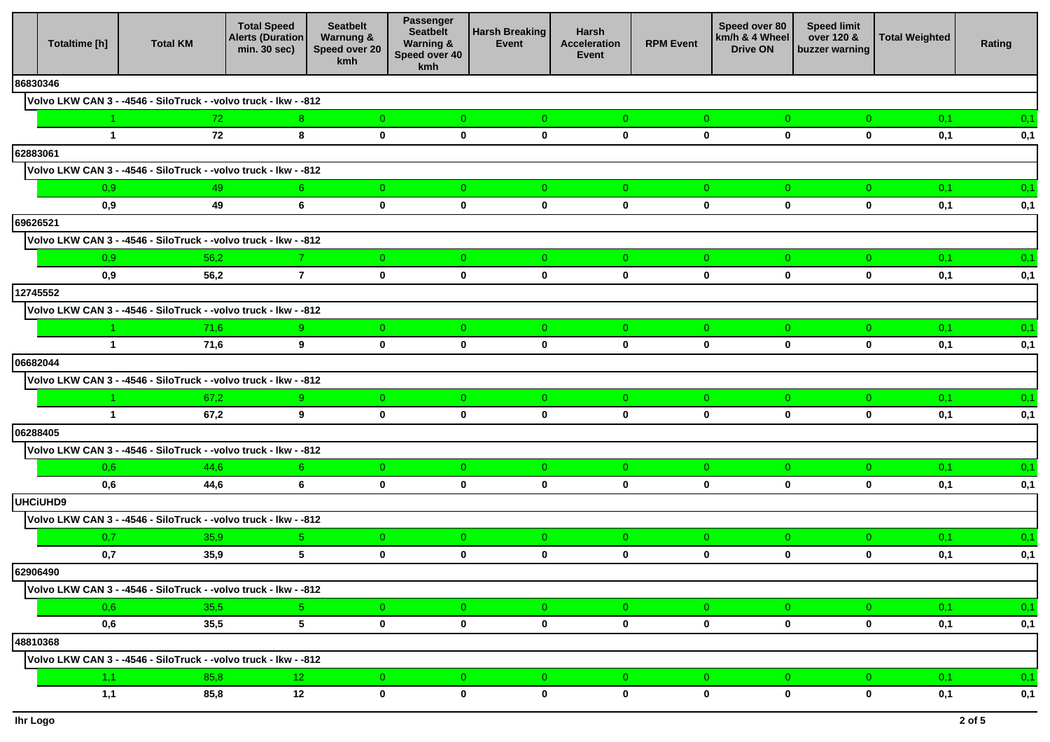| | Totaltime [h] | Total KM | Total Speed Alerts (Duration min. 30 sec) | Seatbelt Warnung & Speed over 20 kmh | Passenger Seatbelt Warning & Speed over 40 kmh | Harsh Breaking Event | Harsh Acceleration Event | RPM Event | Speed over 80 km/h & 4 Wheel Drive ON | Speed limit over 120 & buzzer warning | Total Weighted | Rating |
|---|---|---|---|---|---|---|---|---|---|---|---|---|
| **86830346** | | | | | | | | | | | | |
| **Volvo LKW CAN 3 - -4546 - SiloTruck - -volvo truck - lkw - -812** | | | | | | | | | | | | |
| | 1 | 72 | 8 | 0 | 0 | 0 | 0 | 0 | 0 | 0 | 0,1 | 0,1 |
| | **1** | **72** | **8** | **0** | **0** | **0** | **0** | **0** | **0** | **0** | **0,1** | **0,1** |
| **62883061** | | | | | | | | | | | | |
| **Volvo LKW CAN 3 - -4546 - SiloTruck - -volvo truck - lkw - -812** | | | | | | | | | | | | |
| | 0,9 | 49 | 6 | 0 | 0 | 0 | 0 | 0 | 0 | 0 | 0,1 | 0,1 |
| | **0,9** | **49** | **6** | **0** | **0** | **0** | **0** | **0** | **0** | **0** | **0,1** | **0,1** |
| **69626521** | | | | | | | | | | | | |
| **Volvo LKW CAN 3 - -4546 - SiloTruck - -volvo truck - lkw - -812** | | | | | | | | | | | | |
| | 0,9 | 56,2 | 7 | 0 | 0 | 0 | 0 | 0 | 0 | 0 | 0,1 | 0,1 |
| | **0,9** | **56,2** | **7** | **0** | **0** | **0** | **0** | **0** | **0** | **0** | **0,1** | **0,1** |
| **12745552** | | | | | | | | | | | | |
| **Volvo LKW CAN 3 - -4546 - SiloTruck - -volvo truck - lkw - -812** | | | | | | | | | | | | |
| | 1 | 71,6 | 9 | 0 | 0 | 0 | 0 | 0 | 0 | 0 | 0,1 | 0,1 |
| | **1** | **71,6** | **9** | **0** | **0** | **0** | **0** | **0** | **0** | **0** | **0,1** | **0,1** |
| **06682044** | | | | | | | | | | | | |
| **Volvo LKW CAN 3 - -4546 - SiloTruck - -volvo truck - lkw - -812** | | | | | | | | | | | | |
| | 1 | 67,2 | 9 | 0 | 0 | 0 | 0 | 0 | 0 | 0 | 0,1 | 0,1 |
| | **1** | **67,2** | **9** | **0** | **0** | **0** | **0** | **0** | **0** | **0** | **0,1** | **0,1** |
| **06288405** | | | | | | | | | | | | |
| **Volvo LKW CAN 3 - -4546 - SiloTruck - -volvo truck - lkw - -812** | | | | | | | | | | | | |
| | 0,6 | 44,6 | 6 | 0 | 0 | 0 | 0 | 0 | 0 | 0 | 0,1 | 0,1 |
| | **0,6** | **44,6** | **6** | **0** | **0** | **0** | **0** | **0** | **0** | **0** | **0,1** | **0,1** |
| **UHCiUHD9** | | | | | | | | | | | | |
| **Volvo LKW CAN 3 - -4546 - SiloTruck - -volvo truck - lkw - -812** | | | | | | | | | | | | |
| | 0,7 | 35,9 | 5 | 0 | 0 | 0 | 0 | 0 | 0 | 0 | 0,1 | 0,1 |
| | **0,7** | **35,9** | **5** | **0** | **0** | **0** | **0** | **0** | **0** | **0** | **0,1** | **0,1** |
| **62906490** | | | | | | | | | | | | |
| **Volvo LKW CAN 3 - -4546 - SiloTruck - -volvo truck - lkw - -812** | | | | | | | | | | | | |
| | 0,6 | 35,5 | 5 | 0 | 0 | 0 | 0 | 0 | 0 | 0 | 0,1 | 0,1 |
| | **0,6** | **35,5** | **5** | **0** | **0** | **0** | **0** | **0** | **0** | **0** | **0,1** | **0,1** |
| **48810368** | | | | | | | | | | | | |
| **Volvo LKW CAN 3 - -4546 - SiloTruck - -volvo truck - lkw - -812** | | | | | | | | | | | | |
| | 1,1 | 85,8 | 12 | 0 | 0 | 0 | 0 | 0 | 0 | 0 | 0,1 | 0,1 |
| | **1,1** | **85,8** | **12** | **0** | **0** | **0** | **0** | **0** | **0** | **0** | **0,1** | **0,1** |

**Ihr Logo**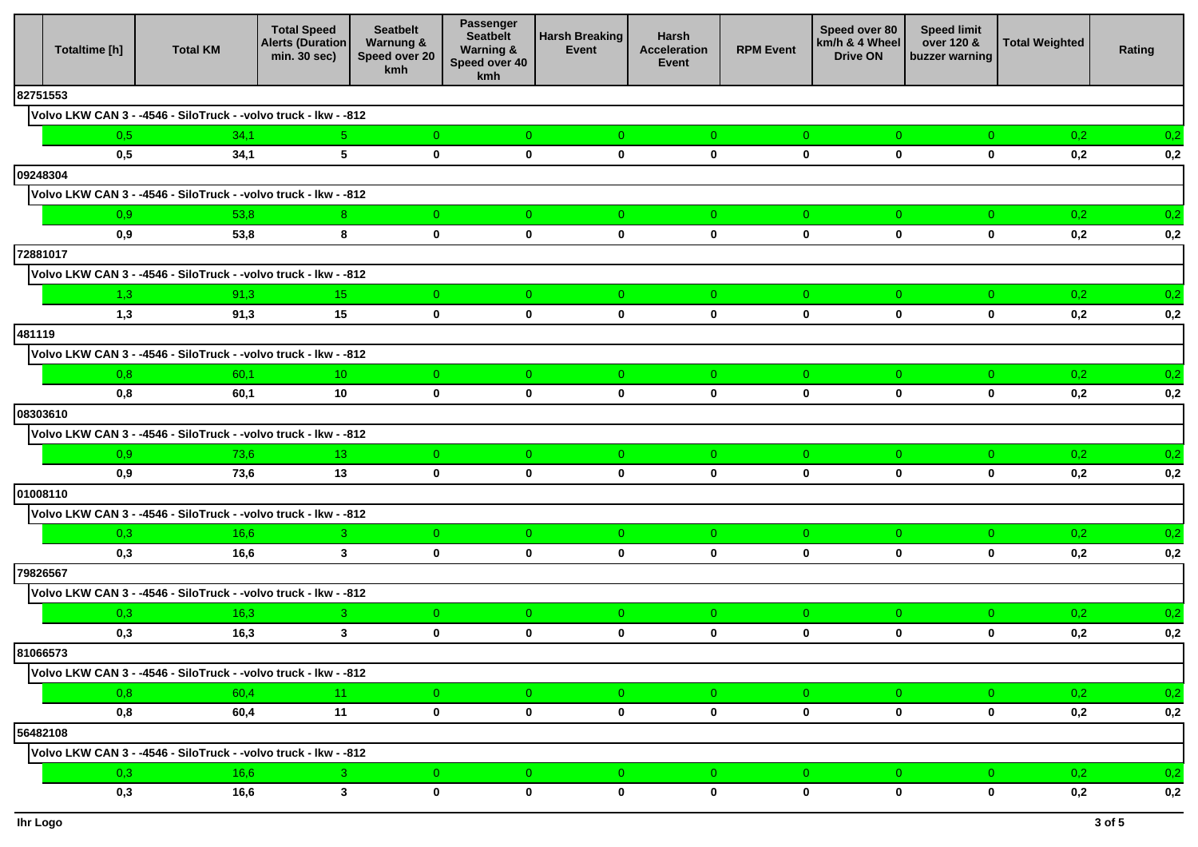| | Totaltime [h] | Total KM | Total Speed Alerts (Duration min. 30 sec) | Seatbelt Warnung & Speed over 20 kmh | Passenger Seatbelt Warning & Speed over 40 kmh | Harsh Breaking Event | Harsh Acceleration Event | RPM Event | Speed over 80 km/h & 4 Wheel Drive ON | Speed limit over 120 & buzzer warning | Total Weighted | Rating |
|---|---|---|---|---|---|---|---|---|---|---|---|---|
| 82751553 | | | | | | | | | | | | |
| Volvo LKW CAN 3 - -4546 - SiloTruck - -volvo truck - lkw - -812 | | | | | | | | | | | | |
| | 0,5 | 34,1 | 5 | 0 | 0 | 0 | 0 | 0 | 0 | 0 | 0,2 | 0,2 |
| | **0,5** | **34,1** | **5** | **0** | **0** | **0** | **0** | **0** | **0** | **0** | **0,2** | **0,2** |
| 09248304 | | | | | | | | | | | | |
| Volvo LKW CAN 3 - -4546 - SiloTruck - -volvo truck - lkw - -812 | | | | | | | | | | | | |
| | 0,9 | 53,8 | 8 | 0 | 0 | 0 | 0 | 0 | 0 | 0 | 0,2 | 0,2 |
| | **0,9** | **53,8** | **8** | **0** | **0** | **0** | **0** | **0** | **0** | **0** | **0,2** | **0,2** |
| 72881017 | | | | | | | | | | | | |
| Volvo LKW CAN 3 - -4546 - SiloTruck - -volvo truck - lkw - -812 | | | | | | | | | | | | |
| | 1,3 | 91,3 | 15 | 0 | 0 | 0 | 0 | 0 | 0 | 0 | 0,2 | 0,2 |
| | **1,3** | **91,3** | **15** | **0** | **0** | **0** | **0** | **0** | **0** | **0** | **0,2** | **0,2** |
| 481119 | | | | | | | | | | | | |
| Volvo LKW CAN 3 - -4546 - SiloTruck - -volvo truck - lkw - -812 | | | | | | | | | | | | |
| | 0,8 | 60,1 | 10 | 0 | 0 | 0 | 0 | 0 | 0 | 0 | 0,2 | 0,2 |
| | **0,8** | **60,1** | **10** | **0** | **0** | **0** | **0** | **0** | **0** | **0** | **0,2** | **0,2** |
| 08303610 | | | | | | | | | | | | |
| Volvo LKW CAN 3 - -4546 - SiloTruck - -volvo truck - lkw - -812 | | | | | | | | | | | | |
| | 0,9 | 73,6 | 13 | 0 | 0 | 0 | 0 | 0 | 0 | 0 | 0,2 | 0,2 |
| | **0,9** | **73,6** | **13** | **0** | **0** | **0** | **0** | **0** | **0** | **0** | **0,2** | **0,2** |
| 01008110 | | | | | | | | | | | | |
| Volvo LKW CAN 3 - -4546 - SiloTruck - -volvo truck - lkw - -812 | | | | | | | | | | | | |
| | 0,3 | 16,6 | 3 | 0 | 0 | 0 | 0 | 0 | 0 | 0 | 0,2 | 0,2 |
| | **0,3** | **16,6** | **3** | **0** | **0** | **0** | **0** | **0** | **0** | **0** | **0,2** | **0,2** |
| 79826567 | | | | | | | | | | | | |
| Volvo LKW CAN 3 - -4546 - SiloTruck - -volvo truck - lkw - -812 | | | | | | | | | | | | |
| | 0,3 | 16,3 | 3 | 0 | 0 | 0 | 0 | 0 | 0 | 0 | 0,2 | 0,2 |
| | **0,3** | **16,3** | **3** | **0** | **0** | **0** | **0** | **0** | **0** | **0** | **0,2** | **0,2** |
| 81066573 | | | | | | | | | | | | |
| Volvo LKW CAN 3 - -4546 - SiloTruck - -volvo truck - lkw - -812 | | | | | | | | | | | | |
| | 0,8 | 60,4 | 11 | 0 | 0 | 0 | 0 | 0 | 0 | 0 | 0,2 | 0,2 |
| | **0,8** | **60,4** | **11** | **0** | **0** | **0** | **0** | **0** | **0** | **0** | **0,2** | **0,2** |
| 56482108 | | | | | | | | | | | | |
| Volvo LKW CAN 3 - -4546 - SiloTruck - -volvo truck - lkw - -812 | | | | | | | | | | | | |
| | 0,3 | 16,6 | 3 | 0 | 0 | 0 | 0 | 0 | 0 | 0 | 0,2 | 0,2 |
| | **0,3** | **16,6** | **3** | **0** | **0** | **0** | **0** | **0** | **0** | **0** | **0,2** | **0,2** |

Ihr Logo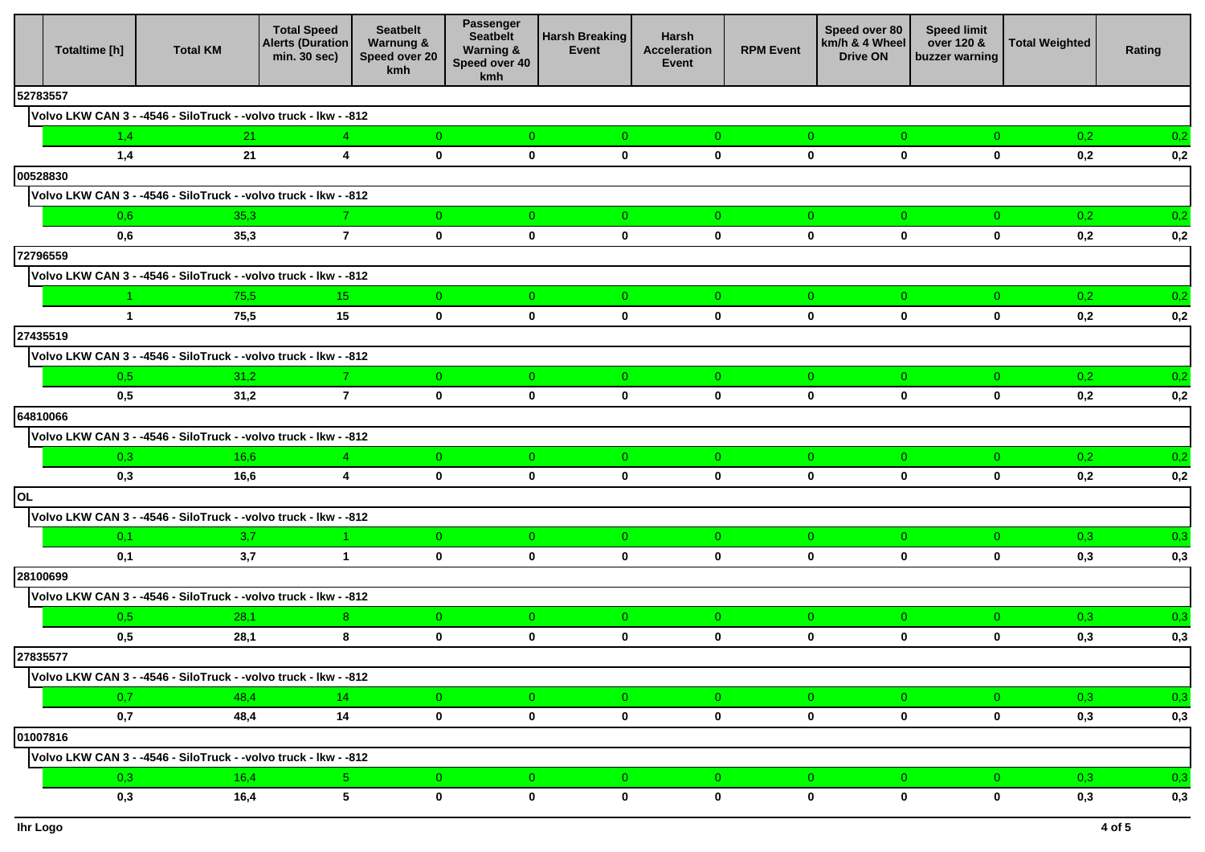| | Totaltime [h] | Total KM | Total Speed Alerts (Duration min. 30 sec) | Seatbelt Warnung & Speed over 20 kmh | Passenger Seatbelt Warning & Speed over 40 kmh | Harsh Breaking Event | Harsh Acceleration Event | RPM Event | Speed over 80 km/h & 4 Wheel Drive ON | Speed limit over 120 & buzzer warning | Total Weighted | Rating |
|---|---|---|---|---|---|---|---|---|---|---|---|---|
| **52783557** | | | | | | | | | | | | |
| **Volvo LKW CAN 3 - -4546 - SiloTruck - -volvo truck - lkw - -812** | | | | | | | | | | | | |
| | 1,4 | 21 | 4 | 0 | 0 | 0 | 0 | 0 | 0 | 0 | 0,2 | 0,2 |
| | **1,4** | **21** | **4** | **0** | **0** | **0** | **0** | **0** | **0** | **0** | **0,2** | **0,2** |
| **00528830** | | | | | | | | | | | | |
| **Volvo LKW CAN 3 - -4546 - SiloTruck - -volvo truck - lkw - -812** | | | | | | | | | | | | |
| | 0,6 | 35,3 | 7 | 0 | 0 | 0 | 0 | 0 | 0 | 0 | 0,2 | 0,2 |
| | **0,6** | **35,3** | **7** | **0** | **0** | **0** | **0** | **0** | **0** | **0** | **0,2** | **0,2** |
| **72796559** | | | | | | | | | | | | |
| **Volvo LKW CAN 3 - -4546 - SiloTruck - -volvo truck - lkw - -812** | | | | | | | | | | | | |
| | 1 | 75,5 | 15 | 0 | 0 | 0 | 0 | 0 | 0 | 0 | 0,2 | 0,2 |
| | **1** | **75,5** | **15** | **0** | **0** | **0** | **0** | **0** | **0** | **0** | **0,2** | **0,2** |
| **27435519** | | | | | | | | | | | | |
| **Volvo LKW CAN 3 - -4546 - SiloTruck - -volvo truck - lkw - -812** | | | | | | | | | | | | |
| | 0,5 | 31,2 | 7 | 0 | 0 | 0 | 0 | 0 | 0 | 0 | 0,2 | 0,2 |
| | **0,5** | **31,2** | **7** | **0** | **0** | **0** | **0** | **0** | **0** | **0** | **0,2** | **0,2** |
| **64810066** | | | | | | | | | | | | |
| **Volvo LKW CAN 3 - -4546 - SiloTruck - -volvo truck - lkw - -812** | | | | | | | | | | | | |
| | 0,3 | 16,6 | 4 | 0 | 0 | 0 | 0 | 0 | 0 | 0 | 0,2 | 0,2 |
| | **0,3** | **16,6** | **4** | **0** | **0** | **0** | **0** | **0** | **0** | **0** | **0,2** | **0,2** |
| **OL** | | | | | | | | | | | | |
| **Volvo LKW CAN 3 - -4546 - SiloTruck - -volvo truck - lkw - -812** | | | | | | | | | | | | |
| | 0,1 | 3,7 | 1 | 0 | 0 | 0 | 0 | 0 | 0 | 0 | 0,3 | 0,3 |
| | **0,1** | **3,7** | **1** | **0** | **0** | **0** | **0** | **0** | **0** | **0** | **0,3** | **0,3** |
| **28100699** | | | | | | | | | | | | |
| **Volvo LKW CAN 3 - -4546 - SiloTruck - -volvo truck - lkw - -812** | | | | | | | | | | | | |
| | 0,5 | 28,1 | 8 | 0 | 0 | 0 | 0 | 0 | 0 | 0 | 0,3 | 0,3 |
| | **0,5** | **28,1** | **8** | **0** | **0** | **0** | **0** | **0** | **0** | **0** | **0,3** | **0,3** |
| **27835577** | | | | | | | | | | | | |
| **Volvo LKW CAN 3 - -4546 - SiloTruck - -volvo truck - lkw - -812** | | | | | | | | | | | | |
| | 0,7 | 48,4 | 14 | 0 | 0 | 0 | 0 | 0 | 0 | 0 | 0,3 | 0,3 |
| | **0,7** | **48,4** | **14** | **0** | **0** | **0** | **0** | **0** | **0** | **0** | **0,3** | **0,3** |
| **01007816** | | | | | | | | | | | | |
| **Volvo LKW CAN 3 - -4546 - SiloTruck - -volvo truck - lkw - -812** | | | | | | | | | | | | |
| | 0,3 | 16,4 | 5 | 0 | 0 | 0 | 0 | 0 | 0 | 0 | 0,3 | 0,3 |
| | **0,3** | **16,4** | **5** | **0** | **0** | **0** | **0** | **0** | **0** | **0** | **0,3** | **0,3** |

**Ihr Logo**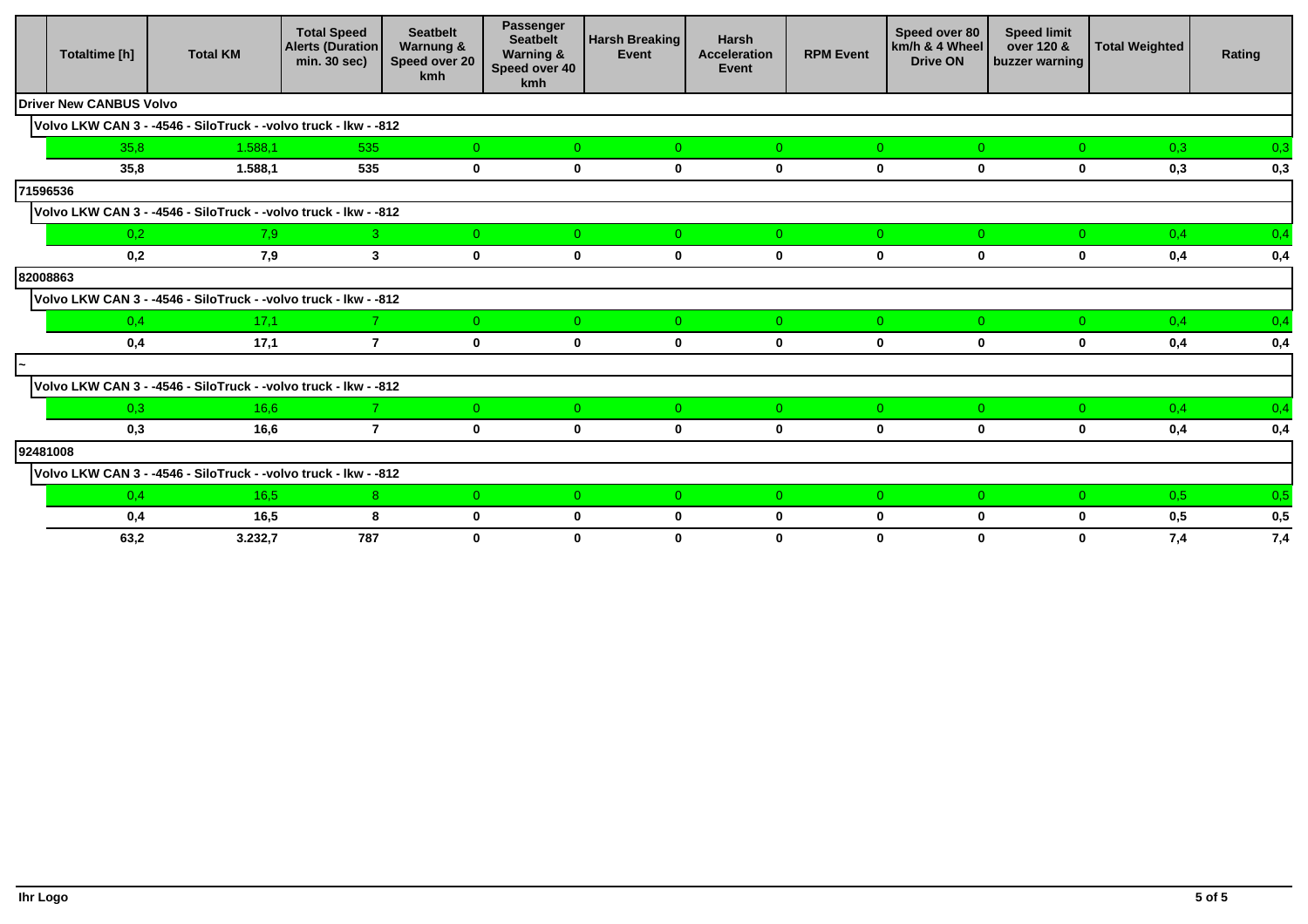| | Totaltime [h] | Total KM | Total Speed Alerts (Duration min. 30 sec) | Seatbelt Warnung & Speed over 20 kmh | Passenger Seatbelt Warning & Speed over 40 kmh | Harsh Breaking Event | Harsh Acceleration Event | RPM Event | Speed over 80 km/h & 4 Wheel Drive ON | Speed limit over 120 & buzzer warning | Total Weighted | Rating |
|---|---|---|---|---|---|---|---|---|---|---|---|---|
| **Driver New CANBUS Volvo** | | | | | | | | | | | | |
| **Volvo LKW CAN 3 - -4546 - SiloTruck - -volvo truck - lkw - -812** | | | | | | | | | | | | |
| | 35,8 | 1.588,1 | 535 | 0 | 0 | 0 | 0 | 0 | 0 | 0 | 0,3 | 0,3 |
| | **35,8** | **1.588,1** | **535** | **0** | **0** | **0** | **0** | **0** | **0** | **0** | **0,3** | **0,3** |
| **71596536** | | | | | | | | | | | | |
| **Volvo LKW CAN 3 - -4546 - SiloTruck - -volvo truck - lkw - -812** | | | | | | | | | | | | |
| | 0,2 | 7,9 | 3 | 0 | 0 | 0 | 0 | 0 | 0 | 0 | 0,4 | 0,4 |
| | **0,2** | **7,9** | **3** | **0** | **0** | **0** | **0** | **0** | **0** | **0** | **0,4** | **0,4** |
| **82008863** | | | | | | | | | | | | |
| **Volvo LKW CAN 3 - -4546 - SiloTruck - -volvo truck - lkw - -812** | | | | | | | | | | | | |
| | 0,4 | 17,1 | 7 | 0 | 0 | 0 | 0 | 0 | 0 | 0 | 0,4 | 0,4 |
| | **0,4** | **17,1** | **7** | **0** | **0** | **0** | **0** | **0** | **0** | **0** | **0,4** | **0,4** |
| **~** | | | | | | | | | | | | |
| **Volvo LKW CAN 3 - -4546 - SiloTruck - -volvo truck - lkw - -812** | | | | | | | | | | | | |
| | 0,3 | 16,6 | 7 | 0 | 0 | 0 | 0 | 0 | 0 | 0 | 0,4 | 0,4 |
| | **0,3** | **16,6** | **7** | **0** | **0** | **0** | **0** | **0** | **0** | **0** | **0,4** | **0,4** |
| **92481008** | | | | | | | | | | | | |
| **Volvo LKW CAN 3 - -4546 - SiloTruck - -volvo truck - lkw - -812** | | | | | | | | | | | | |
| | 0,4 | 16,5 | 8 | 0 | 0 | 0 | 0 | 0 | 0 | 0 | 0,5 | 0,5 |
| | **0,4** | **16,5** | **8** | **0** | **0** | **0** | **0** | **0** | **0** | **0** | **0,5** | **0,5** |
| | **63,2** | **3.232,7** | **787** | **0** | **0** | **0** | **0** | **0** | **0** | **0** | **7,4** | **7,4** |

**Ihr Logo**